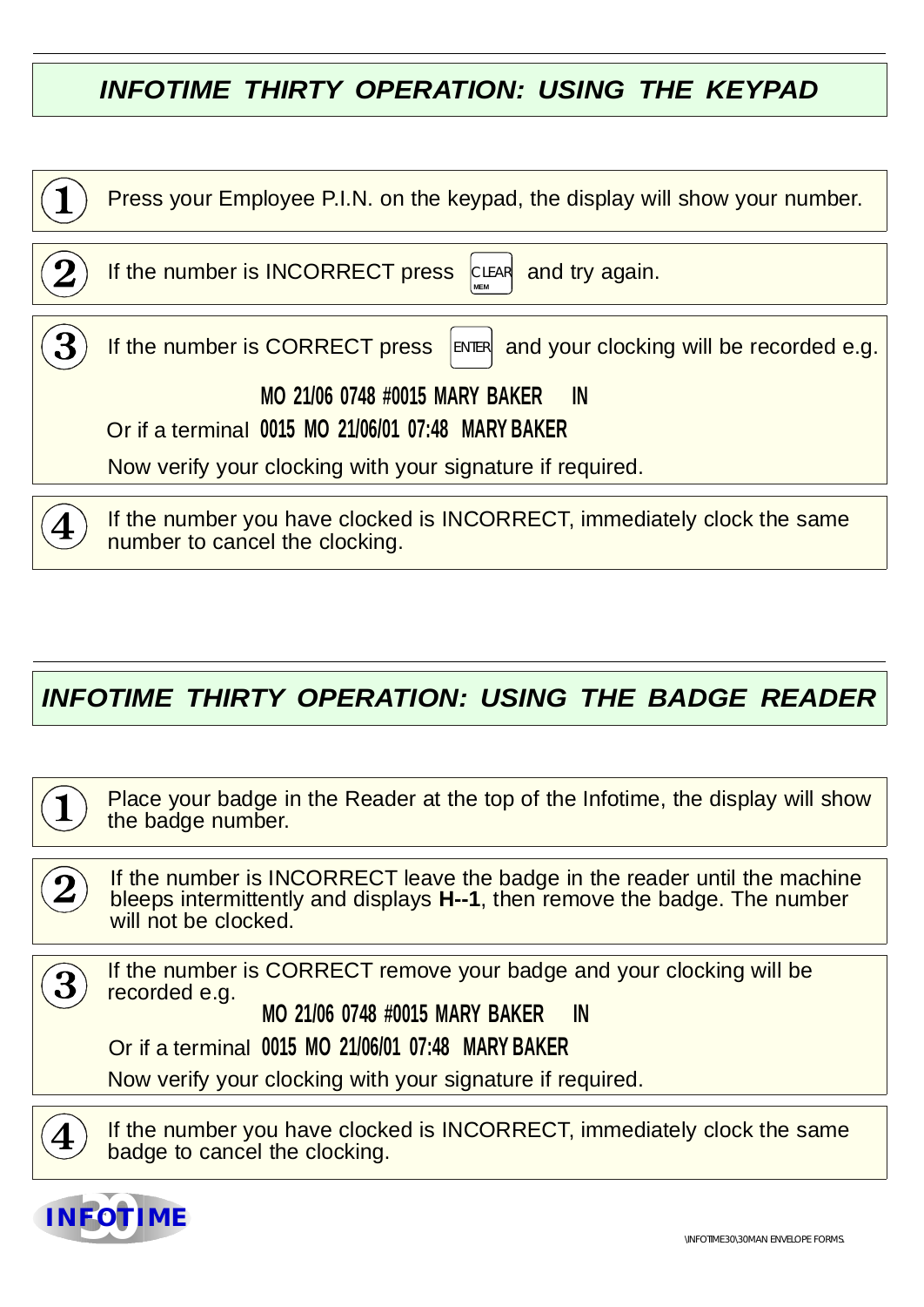## INFOTIME THIRTY OPERATION: USING THE KEYPAD

1. Press your Employee P.I.N. on the keypad, the display will show your number.

2. If the number is INCORRECT press CLEAR MEM and try again.

3. If the number is CORRECT press ENTER and your clocking will be recorded e.g.

   **MO 21/06 0748 #0015 MARY BAKER IN**

   Or if a terminal **0015 MO 21/06/01 07:48 MARY BAKER**

   Now verify your clocking with your signature if required.

4. If the number you have clocked is INCORRECT, immediately clock the same number to cancel the clocking.

## INFOTIME THIRTY OPERATION: USING THE BADGE READER

1. Place your badge in the Reader at the top of the Infotime, the display will show the badge number.

2. If the number is INCORRECT leave the badge in the reader until the machine bleeps intermittently and displays **H--1**, then remove the badge. The number will not be clocked.

3. If the number is CORRECT remove your badge and your clocking will be recorded e.g.

   **MO 21/06 0748 #0015 MARY BAKER IN**

   Or if a terminal **0015 MO 21/06/01 07:48 MARY BAKER**

   Now verify your clocking with your signature if required.

4. If the number you have clocked is INCORRECT, immediately clock the same badge to cancel the clocking.

INFOTIME 30

\INFOTIME30\30MAN ENVELOPE FORMS.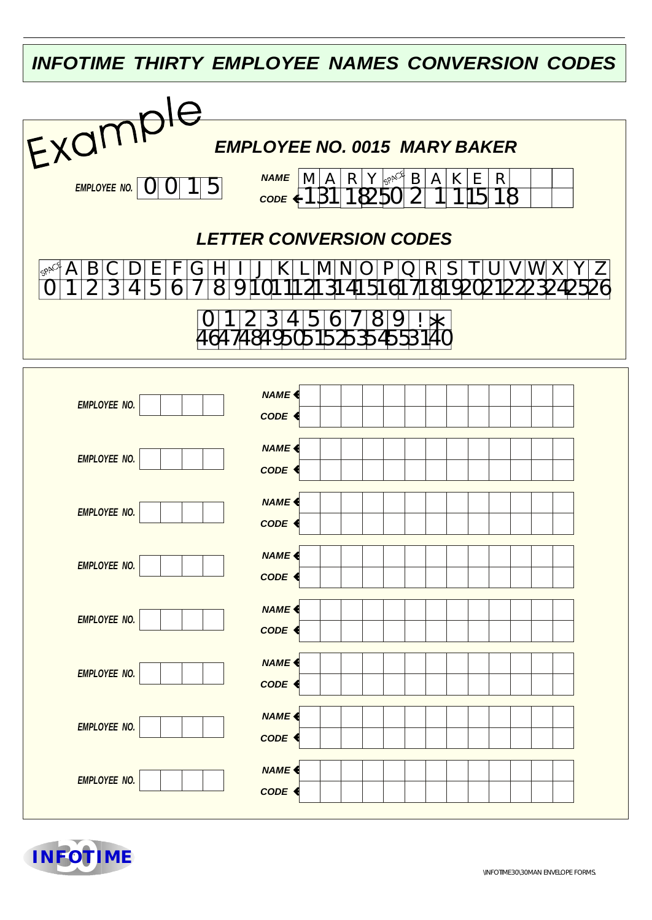# INFOTIME THIRTY EMPLOYEE NAMES CONVERSION CODES

Example

## EMPLOYEE NO. 0015 MARY BAKER

EMPLOYEE NO. | 0 | 0 | 1 | 5 |

| NAME | M | A | R | Y | SPACE | B | A | K | E | R | | |
|---|---|---|---|---|---|---|---|---|---|---|---|---|
| CODE ← | 13 | 1 | 18 | 25 | 0 | 2 | 1 | 11 | 5 | 18 | | |

## LETTER CONVERSION CODES

| SPACE | A | B | C | D | E | F | G | H | I | J | K | L | M | N | O | P | Q | R | S | T | U | V | W | X | Y | Z |
|---|---|---|---|---|---|---|---|---|---|---|---|---|---|---|---|---|---|---|---|---|---|---|---|---|---|---|
| 0 | 1 | 2 | 3 | 4 | 5 | 6 | 7 | 8 | 9 | 10 | 11 | 12 | 13 | 14 | 15 | 16 | 17 | 18 | 19 | 20 | 21 | 22 | 23 | 24 | 25 | 26 |

| 0 | 1 | 2 | 3 | 4 | 5 | 6 | 7 | 8 | 9 | ! | * |
|---|---|---|---|---|---|---|---|---|---|---|---|
| 46 | 47 | 48 | 49 | 50 | 51 | 52 | 53 | 54 | 55 | 31 | 40 |

EMPLOYEE NO. | | | | |

| NAME ← | | | | | | | | | | | | | |
|---|---|---|---|---|---|---|---|---|---|---|---|---|---|
| CODE ← | | | | | | | | | | | | | |

EMPLOYEE NO. | | | | |

| NAME ← | | | | | | | | | | | | | |
|---|---|---|---|---|---|---|---|---|---|---|---|---|---|
| CODE ← | | | | | | | | | | | | | |

EMPLOYEE NO. | | | | |

| NAME ← | | | | | | | | | | | | | |
|---|---|---|---|---|---|---|---|---|---|---|---|---|---|
| CODE ← | | | | | | | | | | | | | |

EMPLOYEE NO. | | | | |

| NAME ← | | | | | | | | | | | | | |
|---|---|---|---|---|---|---|---|---|---|---|---|---|---|
| CODE ← | | | | | | | | | | | | | |

EMPLOYEE NO. | | | | |

| NAME ← | | | | | | | | | | | | | |
|---|---|---|---|---|---|---|---|---|---|---|---|---|---|
| CODE ← | | | | | | | | | | | | | |

EMPLOYEE NO. | | | | |

| NAME ← | | | | | | | | | | | | | |
|---|---|---|---|---|---|---|---|---|---|---|---|---|---|
| CODE ← | | | | | | | | | | | | | |

EMPLOYEE NO. | | | | |

| NAME ← | | | | | | | | | | | | | |
|---|---|---|---|---|---|---|---|---|---|---|---|---|---|
| CODE ← | | | | | | | | | | | | | |

EMPLOYEE NO. | | | | |

| NAME ← | | | | | | | | | | | | | |
|---|---|---|---|---|---|---|---|---|---|---|---|---|---|
| CODE ← | | | | | | | | | | | | | |

INFOTIME 30

\INFOTIME30\30MAN ENVELOPE FORMS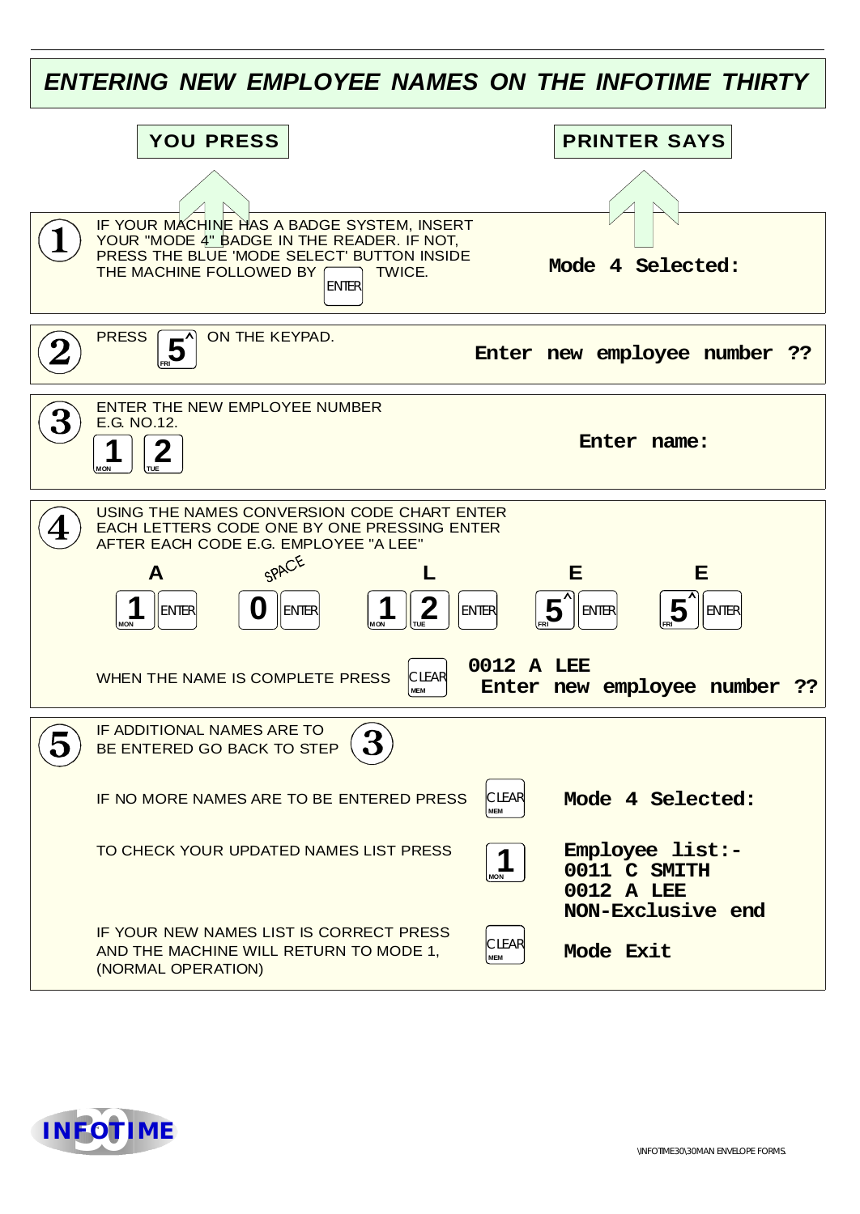# ENTERING NEW EMPLOYEE NAMES ON THE INFOTIME THIRTY

| Step | YOU PRESS | PRINTER SAYS |
|---|---|---|
| 1 | IF YOUR MACHINE HAS A BADGE SYSTEM, INSERT YOUR "MODE 4" BADGE IN THE READER. IF NOT, PRESS THE BLUE 'MODE SELECT' BUTTON INSIDE THE MACHINE FOLLOWED BY [ENTER] TWICE. | Mode 4 Selected: |
| 2 | PRESS [5 FRI] ON THE KEYPAD. | Enter new employee number ?? |
| 3 | ENTER THE NEW EMPLOYEE NUMBER E.G. NO.12. [1 MON] [2 TUE] | Enter name: |
| 4 | USING THE NAMES CONVERSION CODE CHART ENTER EACH LETTERS CODE ONE BY ONE PRESSING ENTER AFTER EACH CODE E.G. EMPLOYEE "A LEE"<br>A: [1 MON] [ENTER]<br>SPACE: [0] [ENTER]<br>L: [1 MON] [2 TUE] [ENTER]<br>E: [5 FRI] [ENTER]<br>E: [5 FRI] [ENTER]<br>WHEN THE NAME IS COMPLETE PRESS [CLEAR MEM] | 0012 A LEE<br>Enter new employee number ?? |
| 5 | IF ADDITIONAL NAMES ARE TO BE ENTERED GO BACK TO STEP 3 | |
| | IF NO MORE NAMES ARE TO BE ENTERED PRESS [CLEAR MEM] | Mode 4 Selected: |
| | TO CHECK YOUR UPDATED NAMES LIST PRESS [1 MON] | Employee list:-<br>0011 C SMITH<br>0012 A LEE<br>NON-Exclusive end |
| | IF YOUR NEW NAMES LIST IS CORRECT PRESS [CLEAR MEM] AND THE MACHINE WILL RETURN TO MODE 1, (NORMAL OPERATION) | Mode Exit |

INFOTIME 30

\INFOTIME30\30MAN ENVELOPE FORMS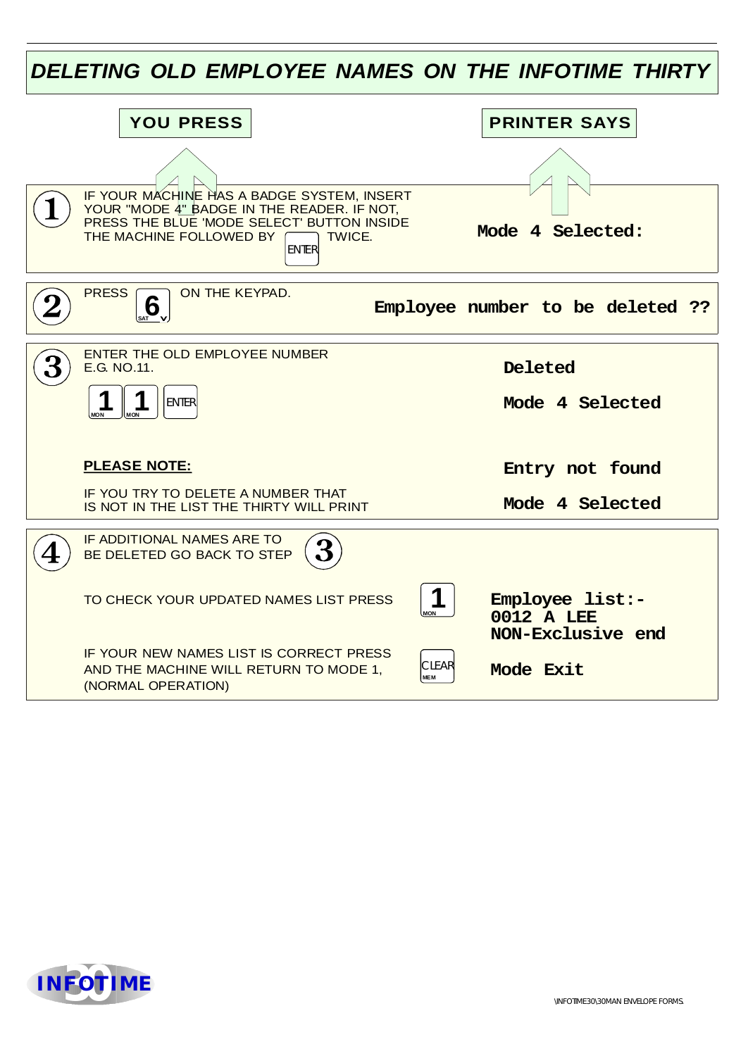# DELETING OLD EMPLOYEE NAMES ON THE INFOTIME THIRTY

| Step | YOU PRESS | PRINTER SAYS |
|---|---|---|
| 1 | IF YOUR MACHINE HAS A BADGE SYSTEM, INSERT YOUR "MODE 4" BADGE IN THE READER. IF NOT, PRESS THE BLUE 'MODE SELECT' BUTTON INSIDE THE MACHINE FOLLOWED BY [ENTER] TWICE. | **Mode 4 Selected:** |
| 2 | PRESS [6 SAT] ON THE KEYPAD. | **Employee number to be deleted ??** |
| 3 | ENTER THE OLD EMPLOYEE NUMBER E.G. NO.11. [1 MON] [1 MON] [ENTER] | **Deleted**<br><br>**Mode 4 Selected** |
| | **PLEASE NOTE:**<br><br>IF YOU TRY TO DELETE A NUMBER THAT IS NOT IN THE LIST THE THIRTY WILL PRINT | **Entry not found**<br><br>**Mode 4 Selected** |
| 4 | IF ADDITIONAL NAMES ARE TO BE DELETED GO BACK TO STEP 3 | |
| | TO CHECK YOUR UPDATED NAMES LIST PRESS [1 MON] | **Employee list:-**<br>**0012 A LEE**<br>**NON-Exclusive end** |
| | IF YOUR NEW NAMES LIST IS CORRECT PRESS [CLEAR MEM] AND THE MACHINE WILL RETURN TO MODE 1, (NORMAL OPERATION) | **Mode Exit** |

INFOTIME 30

\INFOTIME30\30MAN ENVELOPE FORMS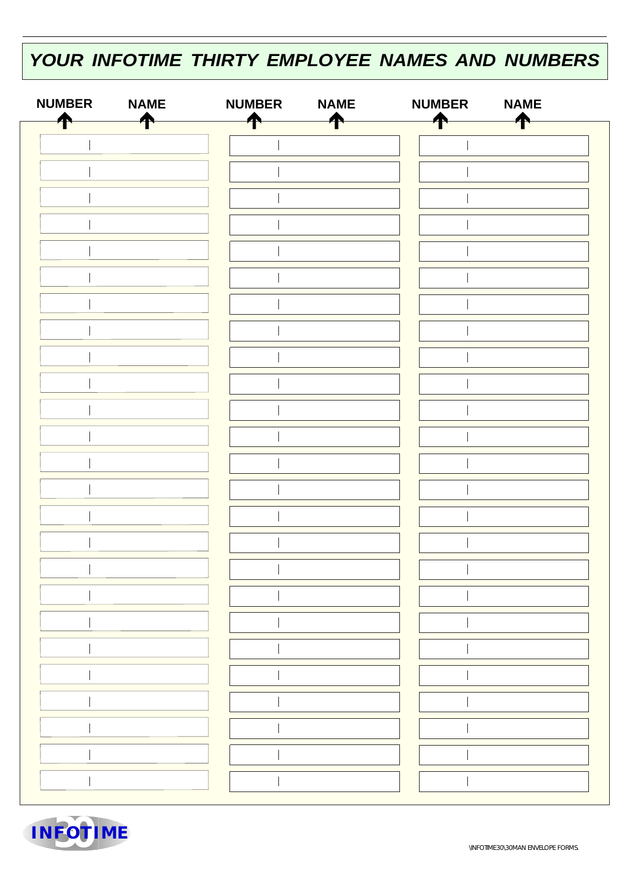# YOUR INFOTIME THIRTY EMPLOYEE NAMES AND NUMBERS

| NUMBER | NAME | NUMBER | NAME | NUMBER | NAME |
|---|---|---|---|---|---|
| | | | | | |
| | | | | | |
| | | | | | |
| | | | | | |
| | | | | | |
| | | | | | |
| | | | | | |
| | | | | | |
| | | | | | |
| | | | | | |
| | | | | | |
| | | | | | |
| | | | | | |
| | | | | | |
| | | | | | |
| | | | | | |
| | | | | | |
| | | | | | |
| | | | | | |
| | | | | | |
| | | | | | |
| | | | | | |
| | | | | | |
| | | | | | |
| | | | | | |

INFOTIME 30

\INFOTIME30\30MAN ENVELOPE FORMS.